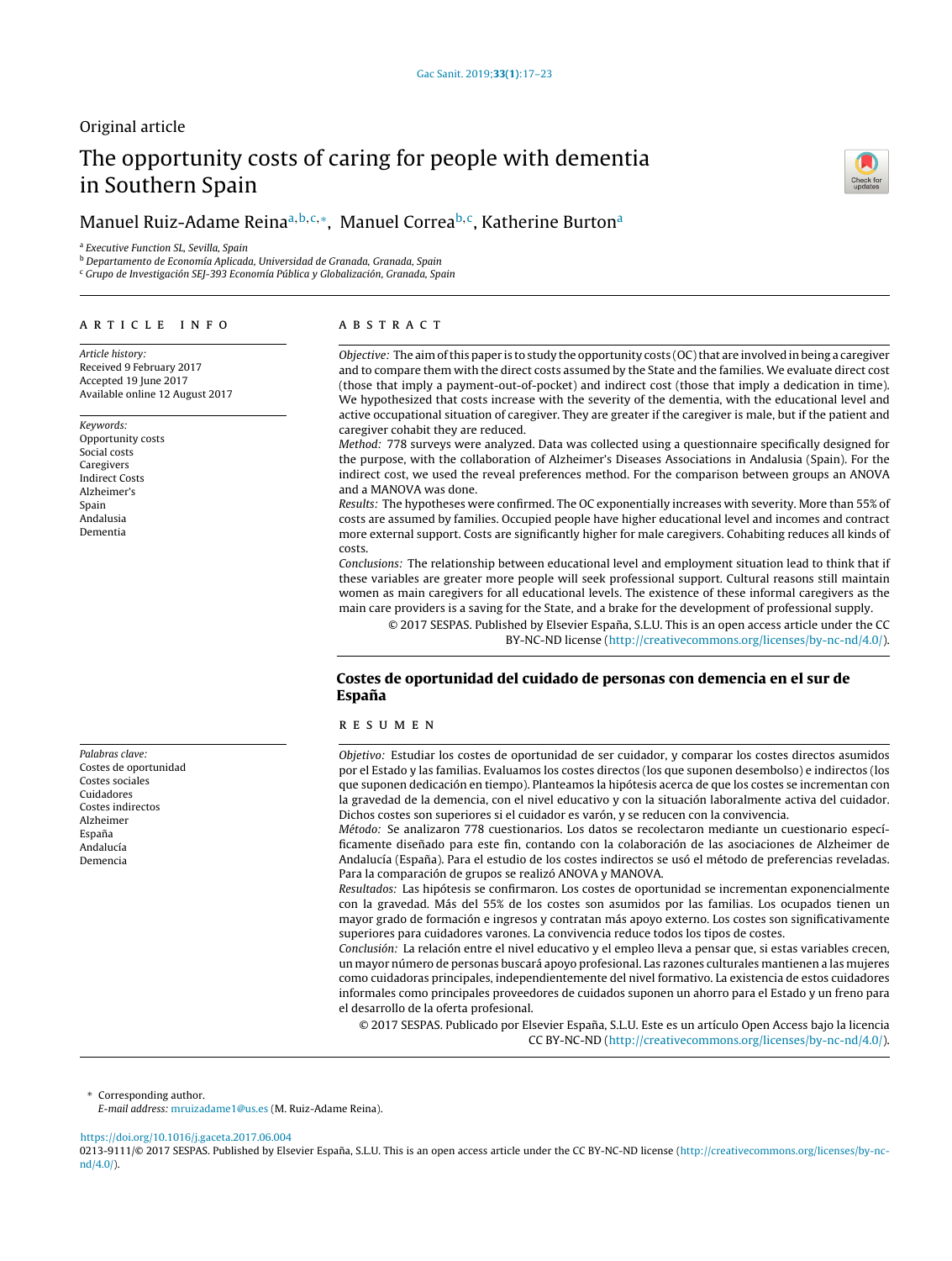Original article

# The opportunity costs of caring for people with dementia in Southern Spain

Manuel Ruiz-Adame Reina[a,b,c,*], Manuel Correa[b,c], Katherine Burton[a]

[a] *Executive Function SL, Sevilla, Spain*
[b] *Departamento de Economía Aplicada, Universidad de Granada, Granada, Spain*
[c] *Grupo de Investigación SEJ-393 Economía Pública y Globalización, Granada, Spain*

## ARTICLE INFO

*Article history:*
Received 9 February 2017
Accepted 19 June 2017
Available online 12 August 2017

*Keywords:*
Opportunity costs
Social costs
Caregivers
Indirect Costs
Alzheimer's
Spain
Andalusia
Dementia

## ABSTRACT

*Objective:* The aim of this paper is to study the opportunity costs (OC) that are involved in being a caregiver and to compare them with the direct costs assumed by the State and the families. We evaluate direct cost (those that imply a payment-out-of-pocket) and indirect cost (those that imply a dedication in time). We hypothesized that costs increase with the severity of the dementia, with the educational level and active occupational situation of caregiver. They are greater if the caregiver is male, but if the patient and caregiver cohabit they are reduced.

*Method:* 778 surveys were analyzed. Data was collected using a questionnaire specifically designed for the purpose, with the collaboration of Alzheimer's Diseases Associations in Andalusia (Spain). For the indirect cost, we used the reveal preferences method. For the comparison between groups an ANOVA and a MANOVA was done.

*Results:* The hypotheses were confirmed. The OC exponentially increases with severity. More than 55% of costs are assumed by families. Occupied people have higher educational level and incomes and contract more external support. Costs are significantly higher for male caregivers. Cohabiting reduces all kinds of costs.

*Conclusions:* The relationship between educational level and employment situation lead to think that if these variables are greater more people will seek professional support. Cultural reasons still maintain women as main caregivers for all educational levels. The existence of these informal caregivers as the main care providers is a saving for the State, and a brake for the development of professional supply.

© 2017 SESPAS. Published by Elsevier España, S.L.U. This is an open access article under the CC BY-NC-ND license (http://creativecommons.org/licenses/by-nc-nd/4.0/).

## Costes de oportunidad del cuidado de personas con demencia en el sur de España

*Palabras clave:*
Costes de oportunidad
Costes sociales
Cuidadores
Costes indirectos
Alzheimer
España
Andalucía
Demencia

## RESUMEN

*Objetivo:* Estudiar los costes de oportunidad de ser cuidador, y comparar los costes directos asumidos por el Estado y las familias. Evaluamos los costes directos (los que suponen desembolso) e indirectos (los que suponen dedicación en tiempo). Planteamos la hipótesis acerca de que los costes se incrementan con la gravedad de la demencia, con el nivel educativo y con la situación laboralmente activa del cuidador. Dichos costes son superiores si el cuidador es varón, y se reducen con la convivencia.

*Método:* Se analizaron 778 cuestionarios. Los datos se recolectaron mediante un cuestionario específicamente diseñado para este fin, contando con la colaboración de las asociaciones de Alzheimer de Andalucía (España). Para el estudio de los costes indirectos se usó el método de preferencias reveladas. Para la comparación de grupos se realizó ANOVA y MANOVA.

*Resultados:* Las hipótesis se confirmaron. Los costes de oportunidad se incrementan exponencialmente con la gravedad. Más del 55% de los costes son asumidos por las familias. Los ocupados tienen un mayor grado de formación e ingresos y contratan más apoyo externo. Los costes son significativamente superiores para cuidadores varones. La convivencia reduce todos los tipos de costes.

*Conclusión:* La relación entre el nivel educativo y el empleo lleva a pensar que, si estas variables crecen, un mayor número de personas buscará apoyo profesional. Las razones culturales mantienen a las mujeres como cuidadoras principales, independientemente del nivel formativo. La existencia de estos cuidadores informales como principales proveedores de cuidados suponen un ahorro para el Estado y un freno para el desarrollo de la oferta profesional.

© 2017 SESPAS. Publicado por Elsevier España, S.L.U. Este es un artículo Open Access bajo la licencia CC BY-NC-ND (http://creativecommons.org/licenses/by-nc-nd/4.0/).

\* Corresponding author.
*E-mail address:* mruizadame1@us.es (M. Ruiz-Adame Reina).

https://doi.org/10.1016/j.gaceta.2017.06.004
0213-9111/© 2017 SESPAS. Published by Elsevier España, S.L.U. This is an open access article under the CC BY-NC license (http://creativecommons.org/licenses/by-nc-nd/4.0/).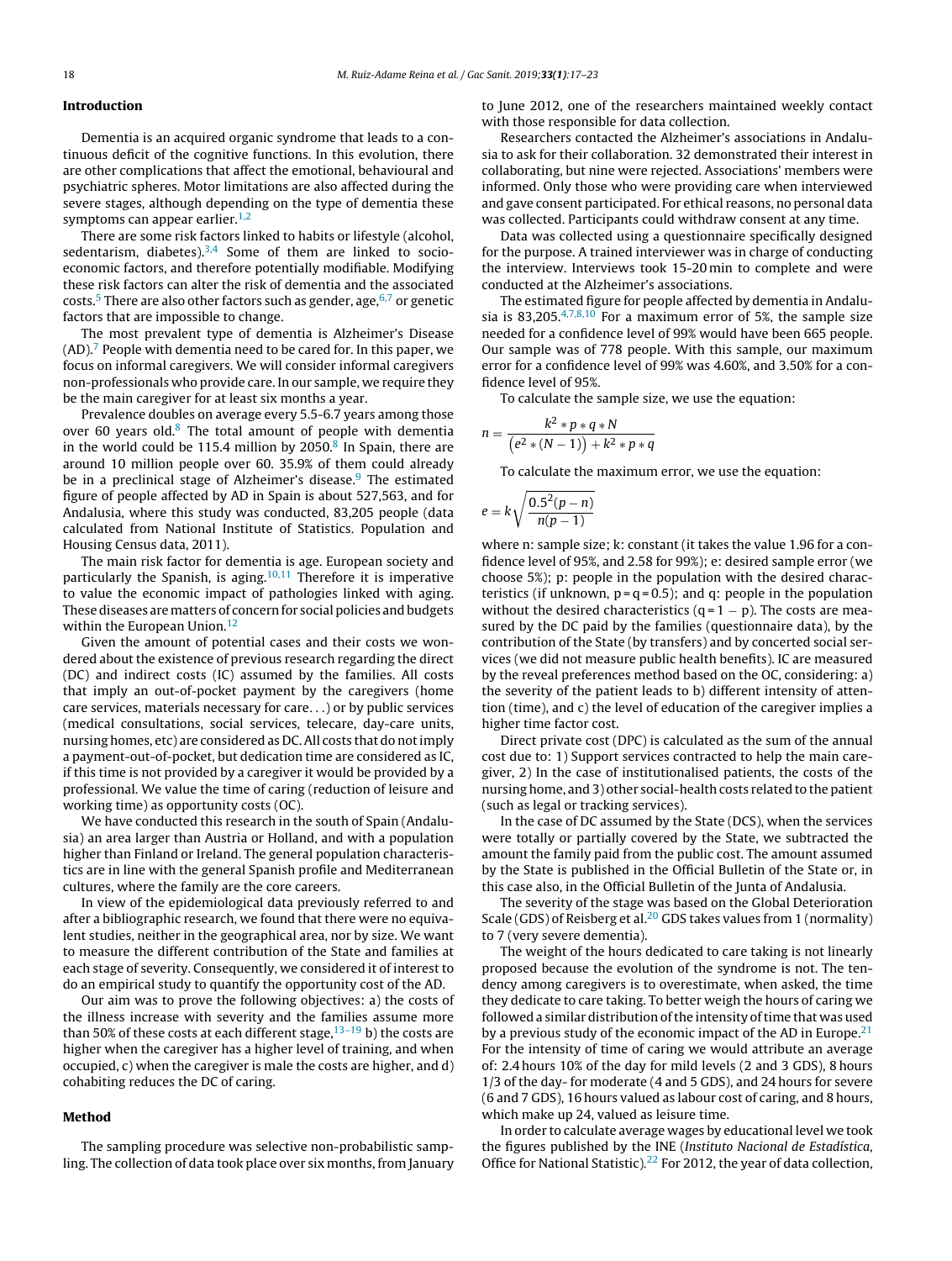## Introduction

Dementia is an acquired organic syndrome that leads to a continuous deficit of the cognitive functions. In this evolution, there are other complications that affect the emotional, behavioural and psychiatric spheres. Motor limitations are also affected during the severe stages, although depending on the type of dementia these symptoms can appear earlier.[1,2]

There are some risk factors linked to habits or lifestyle (alcohol, sedentarism, diabetes).[3,4] Some of them are linked to socio-economic factors, and therefore potentially modifiable. Modifying these risk factors can alter the risk of dementia and the associated costs.[5] There are also other factors such as gender, age,[6,7] or genetic factors that are impossible to change.

The most prevalent type of dementia is Alzheimer's Disease (AD).[7] People with dementia need to be cared for. In this paper, we focus on informal caregivers. We will consider informal caregivers non-professionals who provide care. In our sample, we require they be the main caregiver for at least six months a year.

Prevalence doubles on average every 5.5-6.7 years among those over 60 years old.[8] The total amount of people with dementia in the world could be 115.4 million by 2050.[8] In Spain, there are around 10 million people over 60. 35.9% of them could already be in a preclinical stage of Alzheimer's disease.[9] The estimated figure of people affected by AD in Spain is about 527,563, and for Andalusia, where this study was conducted, 83,205 people (data calculated from National Institute of Statistics. Population and Housing Census data, 2011).

The main risk factor for dementia is age. European society and particularly the Spanish, is aging.[10,11] Therefore it is imperative to value the economic impact of pathologies linked with aging. These diseases are matters of concern for social policies and budgets within the European Union.[12]

Given the amount of potential cases and their costs we wondered about the existence of previous research regarding the direct (DC) and indirect costs (IC) assumed by the families. All costs that imply an out-of-pocket payment by the caregivers (home care services, materials necessary for care...) or by public services (medical consultations, social services, telecare, day-care units, nursing homes, etc) are considered as DC. All costs that do not imply a payment-out-of-pocket, but dedication time are considered as IC, if this time is not provided by a caregiver it would be provided by a professional. We value the time of caring (reduction of leisure and working time) as opportunity costs (OC).

We have conducted this research in the south of Spain (Andalusia) an area larger than Austria or Holland, and with a population higher than Finland or Ireland. The general population characteristics are in line with the general Spanish profile and Mediterranean cultures, where the family are the core careers.

In view of the epidemiological data previously referred to and after a bibliographic research, we found that there were no equivalent studies, neither in the geographical area, nor by size. We want to measure the different contribution of the State and families at each stage of severity. Consequently, we considered it of interest to do an empirical study to quantify the opportunity cost of the AD.

Our aim was to prove the following objectives: a) the costs of the illness increase with severity and the families assume more than 50% of these costs at each different stage,[13–19] b) the costs are higher when the caregiver has a higher level of training, and when occupied, c) when the caregiver is male the costs are higher, and d) cohabiting reduces the DC of caring.

## Method

The sampling procedure was selective non-probabilistic sampling. The collection of data took place over six months, from January to June 2012, one of the researchers maintained weekly contact with those responsible for data collection.

Researchers contacted the Alzheimer's associations in Andalusia to ask for their collaboration. 32 demonstrated their interest in collaborating, but nine were rejected. Associations' members were informed. Only those who were providing care when interviewed and gave consent participated. For ethical reasons, no personal data was collected. Participants could withdraw consent at any time.

Data was collected using a questionnaire specifically designed for the purpose. A trained interviewer was in charge of conducting the interview. Interviews took 15-20 min to complete and were conducted at the Alzheimer's associations.

The estimated figure for people affected by dementia in Andalusia is 83,205.[4,7,8,10] For a maximum error of 5%, the sample size needed for a confidence level of 99% would have been 665 people. Our sample was of 778 people. With this sample, our maximum error for a confidence level of 99% was 4.60%, and 3.50% for a confidence level of 95%.

To calculate the sample size, we use the equation:

$$n = \frac{k^2 * p * q * N}{\left(e^2 * (N-1)\right) + k^2 * p * q}$$

To calculate the maximum error, we use the equation:

$$e = k\sqrt{\frac{0.5^2(p-n)}{n(p-1)}}$$

where n: sample size; k: constant (it takes the value 1.96 for a confidence level of 95%, and 2.58 for 99%); e: desired sample error (we choose 5%); p: people in the population with the desired characteristics (if unknown, p = q = 0.5); and q: people in the population without the desired characteristics (q = 1 − p). The costs are measured by the DC paid by the families (questionnaire data), by the contribution of the State (by transfers) and by concerted social services (we did not measure public health benefits). IC are measured by the reveal preferences method based on the OC, considering: a) the severity of the patient leads to b) different intensity of attention (time), and c) the level of education of the caregiver implies a higher time factor cost.

Direct private cost (DPC) is calculated as the sum of the annual cost due to: 1) Support services contracted to help the main caregiver, 2) In the case of institutionalised patients, the costs of the nursing home, and 3) other social-health costs related to the patient (such as legal or tracking services).

In the case of DC assumed by the State (DCS), when the services were totally or partially covered by the State, we subtracted the amount the family paid from the public cost. The amount assumed by the State is published in the Official Bulletin of the State or, in this case also, in the Official Bulletin of the Junta of Andalusia.

The severity of the stage was based on the Global Deterioration Scale (GDS) of Reisberg et al.[20] GDS takes values from 1 (normality) to 7 (very severe dementia).

The weight of the hours dedicated to care taking is not linearly proposed because the evolution of the syndrome is not. The tendency among caregivers is to overestimate, when asked, the time they dedicate to care taking. To better weigh the hours of caring we followed a similar distribution of the intensity of time that was used by a previous study of the economic impact of the AD in Europe.[21] For the intensity of time of caring we would attribute an average of: 2.4 hours 10% of the day for mild levels (2 and 3 GDS), 8 hours 1/3 of the day- for moderate (4 and 5 GDS), and 24 hours for severe (6 and 7 GDS), 16 hours valued as labour cost of caring, and 8 hours, which make up 24, valued as leisure time.

In order to calculate average wages by educational level we took the figures published by the INE (*Instituto Nacional de Estadística*, Office for National Statistic).[22] For 2012, the year of data collection,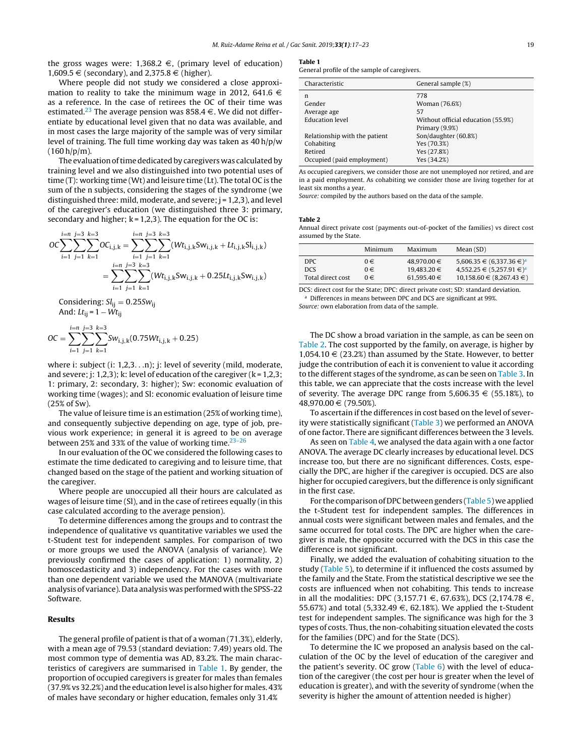the gross wages were: 1,368.2 €, (primary level of education) 1,609.5 € (secondary), and 2,375.8 € (higher).

Where people did not study we considered a close approximation to reality to take the minimum wage in 2012, 641.6 € as a reference. In the case of retirees the OC of their time was estimated.[23] The average pension was 858.4 €. We did not differentiate by educational level given that no data was available, and in most cases the large majority of the sample was of very similar level of training. The full time working day was taken as 40 h/p/w (160 h/p/m).

The evaluation of time dedicated by caregivers was calculated by training level and we also distinguished into two potential uses of time (T): working time (Wt) and leisure time (Lt). The total OC is the sum of the n subjects, considering the stages of the syndrome (we distinguished three: mild, moderate, and severe; j = 1,2,3), and level of the caregiver's education (we distinguished three 3: primary, secondary and higher; k = 1,2,3). The equation for the OC is:

$$OC\sum_{i=1}^{i=n}\sum_{j=1}^{j=3}\sum_{k=1}^{k=3}OC_{i,j,k} = \sum_{i=1}^{i=n}\sum_{j=1}^{j=3}\sum_{k=1}^{k=3}(Wt_{i,j,k}Sw_{i,j,k} + Lt_{i,j,k}Sl_{i,j,k})$$

$$= \sum_{i=1}^{i=n}\sum_{j=1}^{j=3}\sum_{k=1}^{k=3}(Wt_{i,j,k}Sw_{i,j,k} + 0.25Lt_{i,j,k}Sw_{i,j,k})$$

Considering: $Sl_{ij} = 0.25Sw_{ij}$
And: $Lt_{ij} = 1 - Wt_{ij}$

$$OC = \sum_{i=1}^{i=n}\sum_{j=1}^{j=3}\sum_{k=1}^{k=3}Sw_{i,j,k}(0.75Wt_{i,j,k} + 0.25)$$

where i: subject (i: 1,2,3...n); j: level of severity (mild, moderate, and severe; j: 1,2,3); k: level of education of the caregiver (k = 1,2,3; 1: primary, 2: secondary, 3: higher); Sw: economic evaluation of working time (wages); and Sl: economic evaluation of leisure time (25% of Sw).

The value of leisure time is an estimation (25% of working time), and consequently subjective depending on age, type of job, previous work experience; in general it is agreed to be on average between 25% and 33% of the value of working time.[23–26]

In our evaluation of the OC we considered the following cases to estimate the time dedicated to caregiving and to leisure time, that changed based on the stage of the patient and working situation of the caregiver.

Where people are unoccupied all their hours are calculated as wages of leisure time (Sl), and in the case of retirees equally (in this case calculated according to the average pension).

To determine differences among the groups and to contrast the independence of qualitative vs quantitative variables we used the t-Student test for independent samples. For comparison of two or more groups we used the ANOVA (analysis of variance). We previously confirmed the cases of application: 1) normality, 2) homoscedasticity and 3) independency. For the cases with more than one dependent variable we used the MANOVA (multivariate analysis of variance). Data analysis was performed with the SPSS-22 Software.

## Results

The general profile of patient is that of a woman (71.3%), elderly, with a mean age of 79.53 (standard deviation: 7.49) years old. The most common type of dementia was AD, 83.2%. The main characteristics of caregivers are summarised in Table 1. By gender, the proportion of occupied caregivers is greater for males than females (37.9% vs 32.2%) and the education level is also higher for males. 43% of males have secondary or higher education, females only 31.4%

**Table 1**
General profile of the sample of caregivers.

| Characteristic | General sample (%) |
|---|---|
| n | 778 |
| Gender | Woman (76.6%) |
| Average age | 57 |
| Education level | Without official education (55.9%) |
| | Primary (9.9%) |
| Relationship with the patient | Son/daughter (60.8%) |
| Cohabiting | Yes (70.3%) |
| Retired | Yes (27.8%) |
| Occupied (paid employment) | Yes (34.2%) |

As occupied caregivers, we consider those are not unemployed nor retired, and are in a paid employment. As cohabiting we consider those are living together for at least six months a year.
*Source:* compiled by the authors based on the data of the sample.

**Table 2**
Annual direct private cost (payments out-of-pocket of the families) vs direct cost assumed by the State.

| | Minimum | Maximum | Mean (SD) |
|---|---|---|---|
| DPC | 0 € | 48,970.00 € | 5,606.35 € (6,337.36 €)[a] |
| DCS | 0 € | 19,483.20 € | 4,552.25 € (5,257.91 €)[a] |
| Total direct cost | 0 € | 61,595.40 € | 10,158.60 € (8,267.43 €) |

DCS: direct cost for the State; DPC: direct private cost; SD: standard deviation.
[a] Differences in means between DPC and DCS are significant at 99%.
*Source:* own elaboration from data of the sample.

The DC show a broad variation in the sample, as can be seen on Table 2. The cost supported by the family, on average, is higher by 1,054.10 € (23.2%) than assumed by the State. However, to better judge the contribution of each it is convenient to value it according to the different stages of the syndrome, as can be seen on Table 3. In this table, we can appreciate that the costs increase with the level of severity. The average DPC range from 5,606.35 € (55.18%), to 48,970.00 € (79.50%).

To ascertain if the differences in cost based on the level of severity were statistically significant (Table 3) we performed an ANOVA of one factor. There are significant differences between the 3 levels.

As seen on Table 4, we analysed the data again with a one factor ANOVA. The average DC clearly increases by educational level. DCS increase too, but there are no significant differences. Costs, especially the DPC, are higher if the caregiver is occupied. DCS are also higher for occupied caregivers, but the difference is only significant in the first case.

For the comparison of DPC between genders (Table 5) we applied the t-Student test for independent samples. The differences in annual costs were significant between males and females, and the same occurred for total costs. The DPC are higher when the caregiver is male, the opposite occurred with the DCS in this case the difference is not significant.

Finally, we added the evaluation of cohabiting situation to the study (Table 5), to determine if it influenced the costs assumed by the family and the State. From the statistical descriptive we see the costs are influenced when not cohabiting. This tends to increase in all the modalities: DPC (3,157.71 €, 67.63%), DCS (2,174.78 €, 55.67%) and total (5,332.49 €, 62.18%). We applied the t-Student test for independent samples. The significance was high for the 3 types of costs. Thus, the non-cohabiting situation elevated the costs for the families (DPC) and for the State (DCS).

To determine the IC we proposed an analysis based on the calculation of the OC by the level of education of the caregiver and the patient's severity. OC grow (Table 6) with the level of education of the caregiver (the cost per hour is greater when the level of education is greater), and with the severity of syndrome (when the severity is higher the amount of attention needed is higher)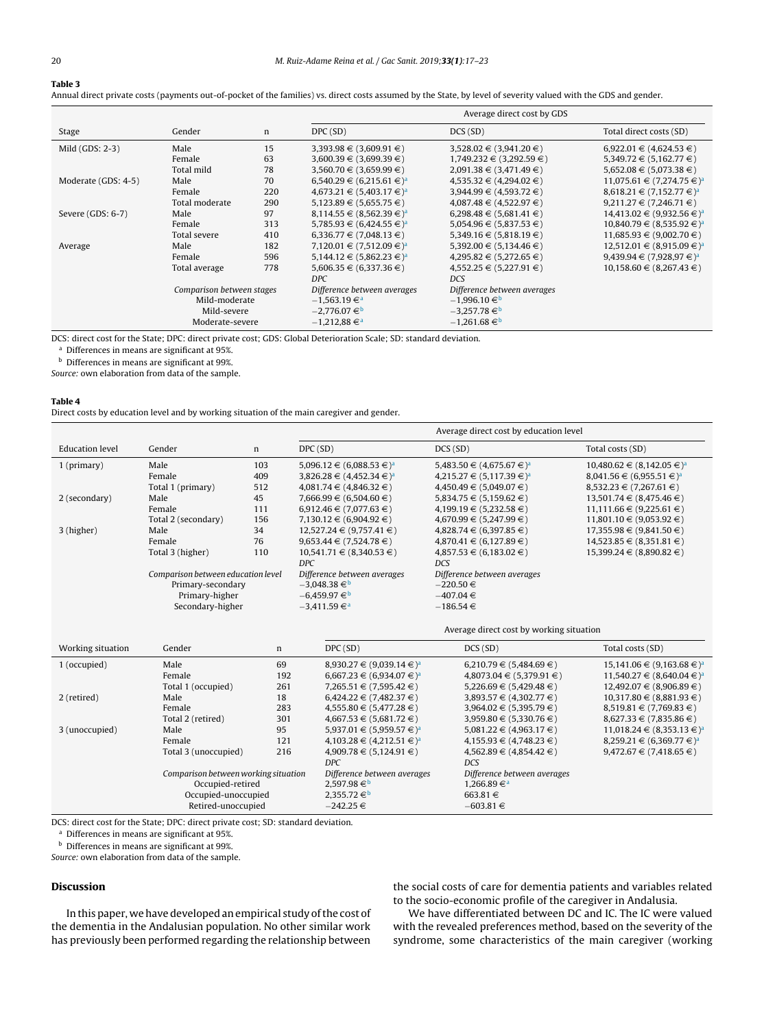**Table 3**

Annual direct private costs (payments out-of-pocket of the families) vs. direct costs assumed by the State, by level of severity valued with the GDS and gender.

| Stage | Gender | n | Average direct cost by GDS | | |
|---|---|---|---|---|---|
| | | | DPC (SD) | DCS (SD) | Total direct costs (SD) |
| Mild (GDS: 2-3) | Male | 15 | 3,393.98 € (3,609.91 €) | 3,528.02 € (3,941.20 €) | 6,922.01 € (4,624.53 €) |
| | Female | 63 | 3,600.39 € (3,699.39 €) | 1,749.232 € (3,292.59 €) | 5,349.72 € (5,162.77 €) |
| | Total mild | 78 | 3,560.70 € (3,659.99 €) | 2,091.38 € (3,471.49 €) | 5,652.08 € (5,073.38 €) |
| Moderate (GDS: 4-5) | Male | 70 | 6,540.29 € (6,215.61 €)[a] | 4,535.32 € (4,294.02 €) | 11,075.61 € (7,274.75 €)[a] |
| | Female | 220 | 4,673.21 € (5,403.17 €)[a] | 3,944.99 € (4,593.72 €) | 8,618.21 € (7,152.77 €)[a] |
| | Total moderate | 290 | 5,123.89 € (5,655.75 €) | 4,087.48 € (4,522.97 €) | 9,211.27 € (7,246.71 €) |
| Severe (GDS: 6-7) | Male | 97 | 8,114.55 € (8,562.39 €)[a] | 6,298.48 € (5,681.41 €) | 14,413.02 € (9,932.56 €)[a] |
| | Female | 313 | 5,785.93 € (6,424.55 €)[a] | 5,054.96 € (5,837.53 €) | 10,840.79 € (8,535.92 €)[a] |
| | Total severe | 410 | 6,336.77 € (7,048.13 €) | 5,349.16 € (5,818.19 €) | 11,685.93 € (9,002.70 €) |
| Average | Male | 182 | 7,120.01 € (7,512.09 €)[a] | 5,392.00 € (5,134.46 €) | 12,512.01 € (8,915.09 €)[a] |
| | Female | 596 | 5,144.12 € (5,862.23 €)[a] | 4,295.82 € (5,272.65 €) | 9,439.94 € (7,928.97 €)[a] |
| | Total average | 778 | 5,606.35 € (6,337.36 €) | 4,552.25 € (5,227.91 €) | 10,158.60 € (8,267.43 €) |
| | | | *DPC* | *DCS* | |
| | *Comparison between stages* | | *Difference between averages* | *Difference between averages* | |
| | Mild-moderate | | −1,563.19 €[a] | −1,996.10 €[b] | |
| | Mild-severe | | −2,776.07 €[b] | −3,257.78 €[b] | |
| | Moderate-severe | | −1,212.88 €[a] | −1,261.68 €[b] | |

DCS: direct cost for the State; DPC: direct private cost; GDS: Global Deterioration Scale; SD: standard deviation.

[a] Differences in means are significant at 95%.

[b] Differences in means are significant at 99%.

*Source:* own elaboration from data of the sample.

**Table 4**

Direct costs by education level and by working situation of the main caregiver and gender.

| Education level | Gender | n | Average direct cost by education level | | |
|---|---|---|---|---|---|
| | | | DPC (SD) | DCS (SD) | Total costs (SD) |
| 1 (primary) | Male | 103 | 5,096.12 € (6,088.53 €)[a] | 5,483.50 € (4,675.67 €)[a] | 10,480.62 € (8,142.05 €)[a] |
| | Female | 409 | 3,826.28 € (4,452.34 €)[a] | 4,215.27 € (5,117.39 €)[a] | 8,041.56 € (6,955.51 €)[a] |
| | Total 1 (primary) | 512 | 4,081.74 € (4,846.32 €) | 4,450.49 € (5,049.07 €) | 8,532.23 € (7,267.61 €) |
| 2 (secondary) | Male | 45 | 7,666.99 € (6,504.60 €) | 5,834.75 € (5,159.62 €) | 13,501.74 € (8,475.46 €) |
| | Female | 111 | 6,912.46 € (7,077.63 €) | 4,199.19 € (5,232.58 €) | 11,111.66 € (9,225.61 €) |
| | Total 2 (secondary) | 156 | 7,130.12 € (6,904.92 €) | 4,670.99 € (5,247.99 €) | 11,801.10 € (9,053.92 €) |
| 3 (higher) | Male | 34 | 12,527.24 € (9,757.41 €) | 4,828.74 € (6,397.85 €) | 17,355.98 € (9,841.50 €) |
| | Female | 76 | 9,653.44 € (7,524.78 €) | 4,870.41 € (6,127.89 €) | 14,523.85 € (8,351.81 €) |
| | Total 3 (higher) | 110 | 10,541.71 € (8,340.53 €) | 4,857.53 € (6,183.02 €) | 15,399.24 € (8,890.82 €) |
| | | | *DPC* | *DCS* | |
| | *Comparison between education level* | | *Difference between averages* | *Difference between averages* | |
| | Primary-secondary | | −3,048.38 €[b] | −220.50 € | |
| | Primary-higher | | −6,459.97 €[b] | −407.04 € | |
| | Secondary-higher | | −3,411.59 €[a] | −186.54 € | |

| Working situation | Gender | n | Average direct cost by working situation | | |
|---|---|---|---|---|---|
| | | | DPC (SD) | DCS (SD) | Total costs (SD) |
| 1 (occupied) | Male | 69 | 8,930.27 € (9,039.14 €)[a] | 6,210.79 € (5,484.69 €) | 15,141.06 € (9,163.68 €)[a] |
| | Female | 192 | 6,667.23 € (6,934.07 €)[a] | 4,8073.04 € (5,379.91 €) | 11,540.27 € (8,640.04 €)[a] |
| | Total 1 (occupied) | 261 | 7,265.51 € (7,595.42 €) | 5,226.69 € (5,429.48 €) | 12,492.07 € (8,906.89 €) |
| 2 (retired) | Male | 18 | 6,424.22 € (7,482.37 €) | 3,893.57 € (4,302.77 €) | 10,317.80 € (8,881.93 €) |
| | Female | 283 | 4,555.80 € (5,477.28 €) | 3,964.02 € (5,395.79 €) | 8,519.81 € (7,769.83 €) |
| | Total 2 (retired) | 301 | 4,667.53 € (5,681.72 €) | 3,959.80 € (5,330.76 €) | 8,627.33 € (7,835.86 €) |
| 3 (unoccupied) | Male | 95 | 5,937.01 € (5,959.57 €)[a] | 5,081.22 € (4,963.17 €) | 11,018.24 € (8,353.13 €)[a] |
| | Female | 121 | 4,103.28 € (4,212.51 €)[a] | 4,155.93 € (4,748.23 €) | 8,259.21 € (6,369.77 €)[a] |
| | Total 3 (unoccupied) | 216 | 4,909.78 € (5,124.91 €) | 4,562.89 € (4,854.42 €) | 9,472.67 € (7,418.65 €) |
| | | | *DPC* | *DCS* | |
| | *Comparison between working situation* | | *Difference between averages* | *Difference between averages* | |
| | Occupied-retired | | 2,597.98 €[b] | 1,266.89 €[a] | |
| | Occupied-unoccupied | | 2,355.72 €[b] | 663.81 € | |
| | Retired-unoccupied | | −242.25 € | −603.81 € | |

DCS: direct cost for the State; DPC: direct private cost; SD: standard deviation.

[a] Differences in means are significant at 95%.

[b] Differences in means are significant at 99%.

*Source:* own elaboration from data of the sample.

## Discussion

In this paper, we have developed an empirical study of the cost of the dementia in the Andalusian population. No other similar work has previously been performed regarding the relationship between the social costs of care for dementia patients and variables related to the socio-economic profile of the caregiver in Andalusia.

We have differentiated between DC and IC. The IC were valued with the revealed preferences method, based on the severity of the syndrome, some characteristics of the main caregiver (working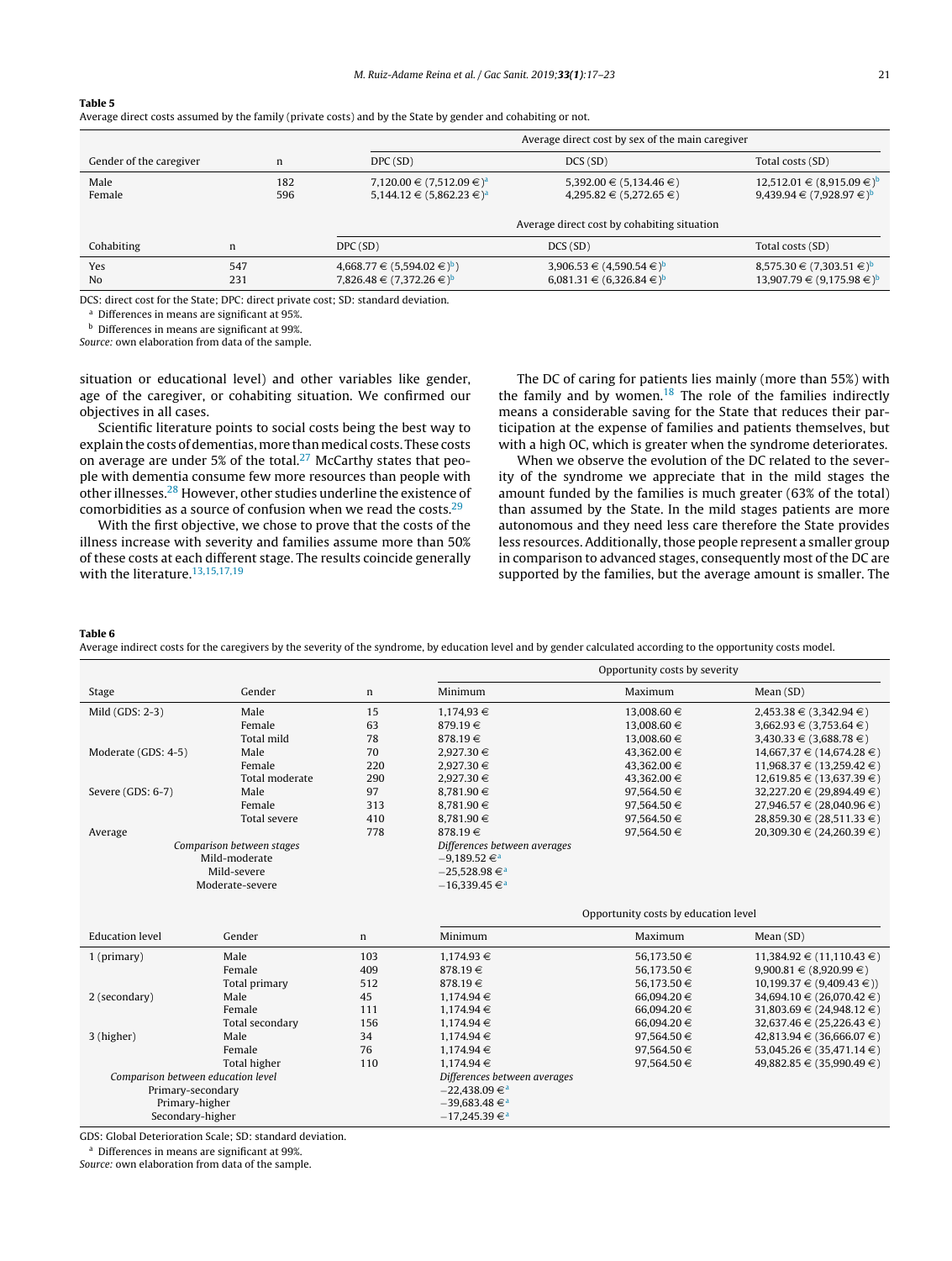**Table 5**
Average direct costs assumed by the family (private costs) and by the State by gender and cohabiting or not.

| Gender of the caregiver | n | Average direct cost by sex of the main caregiver | | |
|---|---|---|---|---|
| | | DPC (SD) | DCS (SD) | Total costs (SD) |
| Male | 182 | 7,120.00 € (7,512.09 €)[a] | 5,392.00 € (5,134.46 €) | 12,512.01 € (8,915.09 €)[b] |
| Female | 596 | 5,144.12 € (5,862.23 €)[a] | 4,295.82 € (5,272.65 €) | 9,439.94 € (7,928.97 €)[b] |
| | | **Average direct cost by cohabiting situation** | | |
| Cohabiting | n | DPC (SD) | DCS (SD) | Total costs (SD) |
| Yes | 547 | 4,668.77 € (5,594.02 €)[b]) | 3,906.53 € (4,590.54 €)[b] | 8,575.30 € (7,303.51 €)[b] |
| No | 231 | 7,826.48 € (7,372.26 €)[b] | 6,081.31 € (6,326.84 €)[b] | 13,907.79 € (9,175.98 €)[b] |

DCS: direct cost for the State; DPC: direct private cost; SD: standard deviation.
[a] Differences in means are significant at 95%.
[b] Differences in means are significant at 99%.
*Source:* own elaboration from data of the sample.

situation or educational level) and other variables like gender, age of the caregiver, or cohabiting situation. We confirmed our objectives in all cases.

Scientific literature points to social costs being the best way to explain the costs of dementias, more than medical costs. These costs on average are under 5% of the total.[27] McCarthy states that people with dementia consume few more resources than people with other illnesses.[28] However, other studies underline the existence of comorbidities as a source of confusion when we read the costs.[29]

With the first objective, we chose to prove that the costs of the illness increase with severity and families assume more than 50% of these costs at each different stage. The results coincide generally with the literature.[13,15,17,19]

The DC of caring for patients lies mainly (more than 55%) with the family and by women.[18] The role of the families indirectly means a considerable saving for the State that reduces their participation at the expense of families and patients themselves, but with a high OC, which is greater when the syndrome deteriorates.

When we observe the evolution of the DC related to the severity of the syndrome we appreciate that in the mild stages the amount funded by the families is much greater (63% of the total) than assumed by the State. In the mild stages patients are more autonomous and they need less care therefore the State provides less resources. Additionally, those people represent a smaller group in comparison to advanced stages, consequently most of the DC are supported by the families, but the average amount is smaller. The

**Table 6**
Average indirect costs for the caregivers by the severity of the syndrome, by education level and by gender calculated according to the opportunity costs model.

| Stage | Gender | n | Opportunity costs by severity | | |
|---|---|---|---|---|---|
| | | | Minimum | Maximum | Mean (SD) |
| Mild (GDS: 2-3) | Male | 15 | 1,174.93 € | 13,008.60 € | 2,453.38 € (3,342.94 €) |
| | Female | 63 | 879.19 € | 13,008.60 € | 3,662.93 € (3,753.64 €) |
| | Total mild | 78 | 878.19 € | 13,008.60 € | 3,430.33 € (3,688.78 €) |
| Moderate (GDS: 4-5) | Male | 70 | 2,927.30 € | 43,362.00 € | 14,667,37 € (14,674.28 €) |
| | Female | 220 | 2,927.30 € | 43,362.00 € | 11,968.37 € (13,259.42 €) |
| | Total moderate | 290 | 2,927.30 € | 43,362.00 € | 12,619.85 € (13,637.39 €) |
| Severe (GDS: 6-7) | Male | 97 | 8,781.90 € | 97,564.50 € | 32,227.20 € (29,894.49 €) |
| | Female | 313 | 8,781.90 € | 97,564.50 € | 27,946.57 € (28,040.96 €) |
| | Total severe | 410 | 8,781.90 € | 97,564.50 € | 28,859.30 € (28,511.33 €) |
| Average | | 778 | 878.19 € | 97,564.50 € | 20,309.30 € (24,260.39 €) |
| *Comparison between stages* | | | *Differences between averages* | | |
| Mild-moderate | | | −9,189.52 €[a] | | |
| Mild-severe | | | −25,528.98 €[a] | | |
| Moderate-severe | | | −16,339.45 €[a] | | |
| | | | **Opportunity costs by education level** | | |
| Education level | Gender | n | Minimum | Maximum | Mean (SD) |
| 1 (primary) | Male | 103 | 1,174.93 € | 56,173.50 € | 11,384.92 € (11,110.43 €) |
| | Female | 409 | 878.19 € | 56,173.50 € | 9,900.81 € (8,920.99 €) |
| | Total primary | 512 | 878.19 € | 56,173.50 € | 10,199.37 € (9,409.43 €)) |
| 2 (secondary) | Male | 45 | 1,174.94 € | 66,094.20 € | 34,694.10 € (26,070.42 €) |
| | Female | 111 | 1,174.94 € | 66,094.20 € | 31,803.69 € (24,948.12 €) |
| | Total secondary | 156 | 1,174.94 € | 66,094.20 € | 32,637.46 € (25,226.43 €) |
| 3 (higher) | Male | 34 | 1,174.94 € | 97,564.50 € | 42,813.94 € (36,666.07 €) |
| | Female | 76 | 1,174.94 € | 97,564.50 € | 53,045.26 € (35,471.14 €) |
| | Total higher | 110 | 1,174.94 € | 97,564.50 € | 49,882.85 € (35,990.49 €) |
| *Comparison between education level* | | | *Differences between averages* | | |
| Primary-secondary | | | −22,438.09 €[a] | | |
| Primary-higher | | | −39,683.48 €[a] | | |
| Secondary-higher | | | −17,245.39 €[a] | | |

GDS: Global Deterioration Scale; SD: standard deviation.
[a] Differences in means are significant at 99%.
*Source:* own elaboration from data of the sample.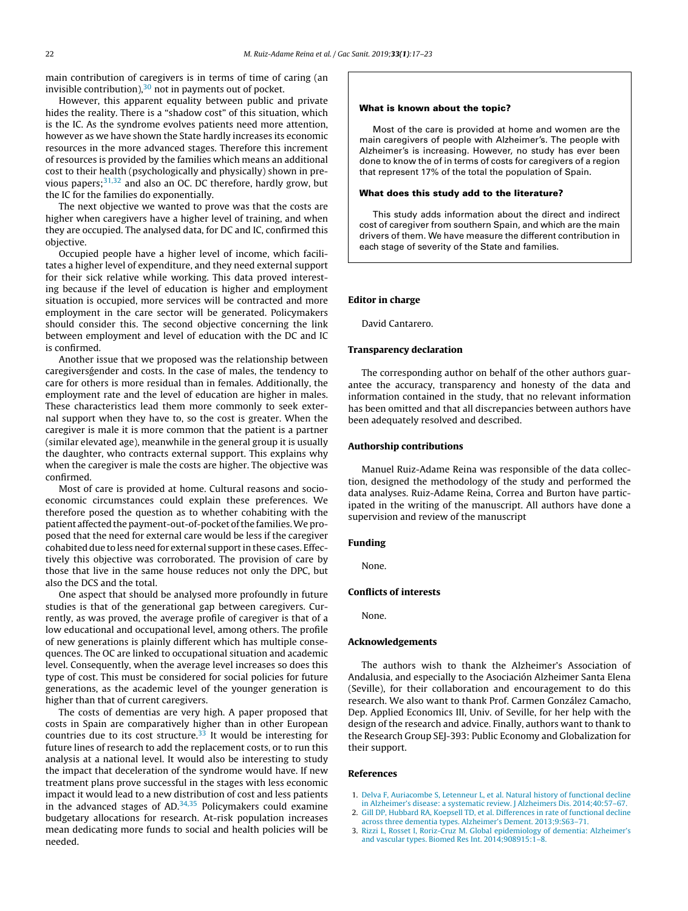main contribution of caregivers is in terms of time of caring (an invisible contribution),[30] not in payments out of pocket.

However, this apparent equality between public and private hides the reality. There is a "shadow cost" of this situation, which is the IC. As the syndrome evolves patients need more attention, however as we have shown the State hardly increases its economic resources in the more advanced stages. Therefore this increment of resources is provided by the families which means an additional cost to their health (psychologically and physically) shown in previous papers;[31,32] and also an OC. DC therefore, hardly grow, but the IC for the families do exponentially.

The next objective we wanted to prove was that the costs are higher when caregivers have a higher level of training, and when they are occupied. The analysed data, for DC and IC, confirmed this objective.

Occupied people have a higher level of income, which facilitates a higher level of expenditure, and they need external support for their sick relative while working. This data proved interesting because if the level of education is higher and employment situation is occupied, more services will be contracted and more employment in the care sector will be generated. Policymakers should consider this. The second objective concerning the link between employment and level of education with the DC and IC is confirmed.

Another issue that we proposed was the relationship between caregiversǵender and costs. In the case of males, the tendency to care for others is more residual than in females. Additionally, the employment rate and the level of education are higher in males. These characteristics lead them more commonly to seek external support when they have to, so the cost is greater. When the caregiver is male it is more common that the patient is a partner (similar elevated age), meanwhile in the general group it is usually the daughter, who contracts external support. This explains why when the caregiver is male the costs are higher. The objective was confirmed.

Most of care is provided at home. Cultural reasons and socio-economic circumstances could explain these preferences. We therefore posed the question as to whether cohabiting with the patient affected the payment-out-of-pocket of the families. We proposed that the need for external care would be less if the caregiver cohabited due to less need for external support in these cases. Effectively this objective was corroborated. The provision of care by those that live in the same house reduces not only the DPC, but also the DCS and the total.

One aspect that should be analysed more profoundly in future studies is that of the generational gap between caregivers. Currently, as was proved, the average profile of caregiver is that of a low educational and occupational level, among others. The profile of new generations is plainly different which has multiple consequences. The OC are linked to occupational situation and academic level. Consequently, when the average level increases so does this type of cost. This must be considered for social policies for future generations, as the academic level of the younger generation is higher than that of current caregivers.

The costs of dementias are very high. A paper proposed that costs in Spain are comparatively higher than in other European countries due to its cost structure.[33] It would be interesting for future lines of research to add the replacement costs, or to run this analysis at a national level. It would also be interesting to study the impact that deceleration of the syndrome would have. If new treatment plans prove successful in the stages with less economic impact it would lead to a new distribution of cost and less patients in the advanced stages of AD.[34,35] Policymakers could examine budgetary allocations for research. At-risk population increases mean dedicating more funds to social and health policies will be needed.

**What is known about the topic?**

Most of the care is provided at home and women are the main caregivers of people with Alzheimer's. The people with Alzheimer's is increasing. However, no study has ever been done to know the of in terms of costs for caregivers of a region that represent 17% of the total the population of Spain.

**What does this study add to the literature?**

This study adds information about the direct and indirect cost of caregiver from southern Spain, and which are the main drivers of them. We have measure the different contribution in each stage of severity of the State and families.

## Editor in charge

David Cantarero.

## Transparency declaration

The corresponding author on behalf of the other authors guarantee the accuracy, transparency and honesty of the data and information contained in the study, that no relevant information has been omitted and that all discrepancies between authors have been adequately resolved and described.

## Authorship contributions

Manuel Ruiz-Adame Reina was responsible of the data collection, designed the methodology of the study and performed the data analyses. Ruiz-Adame Reina, Correa and Burton have participated in the writing of the manuscript. All authors have done a supervision and review of the manuscript

## Funding

None.

## Conflicts of interests

None.

## Acknowledgements

The authors wish to thank the Alzheimer's Association of Andalusia, and especially to the Asociación Alzheimer Santa Elena (Seville), for their collaboration and encouragement to do this research. We also want to thank Prof. Carmen González Camacho, Dep. Applied Economics III, Univ. of Seville, for her help with the design of the research and advice. Finally, authors want to thank to the Research Group SEJ-393: Public Economy and Globalization for their support.

## References

1. Delva F, Auriacombe S, Letenneur L, et al. Natural history of functional decline in Alzheimer's disease: a systematic review. J Alzheimers Dis. 2014;40:57–67.
2. Gill DP, Hubbard RA, Koepsell TD, et al. Differences in rate of functional decline across three dementia types. Alzheimer's Dement. 2013;9:S63–71.
3. Rizzi L, Rosset I, Roriz-Cruz M. Global epidemiology of dementia: Alzheimer's and vascular types. Biomed Res Int. 2014;908915:1–8.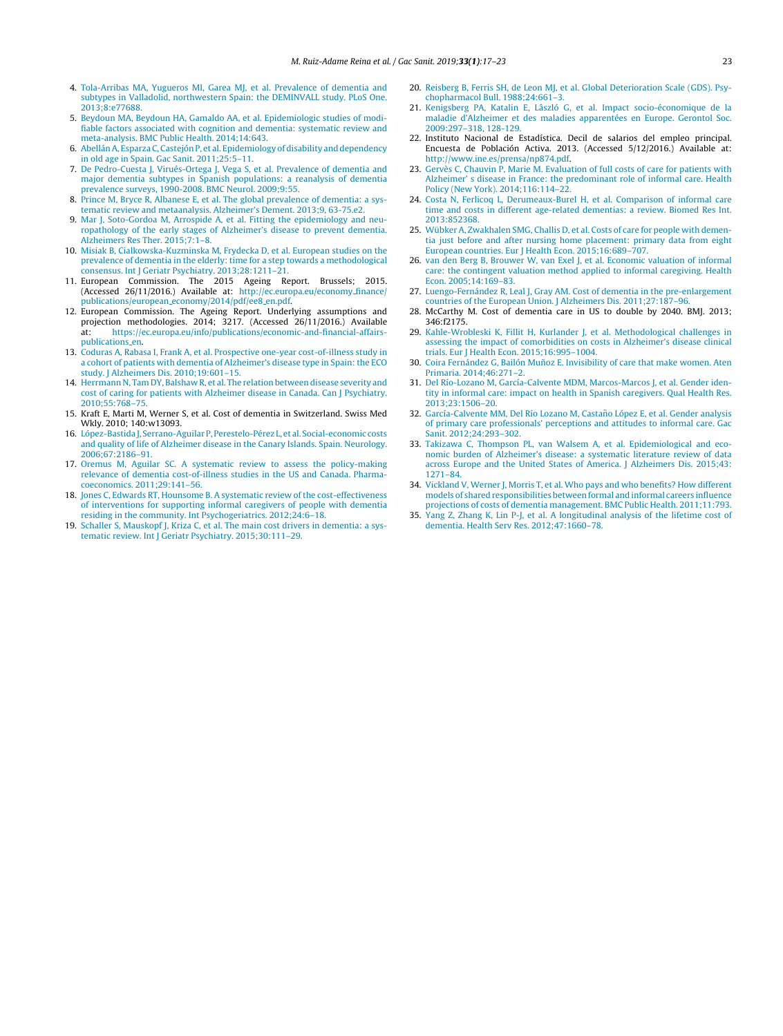4. Tola-Arribas MA, Yugueros MI, Garea MJ, et al. Prevalence of dementia and subtypes in Valladolid, northwestern Spain: the DEMINVALL study. PLoS One. 2013;8:e77688.
5. Beydoun MA, Beydoun HA, Gamaldo AA, et al. Epidemiologic studies of modifiable factors associated with cognition and dementia: systematic review and meta-analysis. BMC Public Health. 2014;14:643.
6. Abellán A, Esparza C, Castejón P, et al. Epidemiology of disability and dependency in old age in Spain. Gac Sanit. 2011;25:5–11.
7. De Pedro-Cuesta J, Virués-Ortega J, Vega S, et al. Prevalence of dementia and major dementia subtypes in Spanish populations: a reanalysis of dementia prevalence surveys, 1990-2008. BMC Neurol. 2009;9:55.
8. Prince M, Bryce R, Albanese E, et al. The global prevalence of dementia: a systematic review and metaanalysis. Alzheimer's Dement. 2013;9, 63-75.e2.
9. Mar J, Soto-Gordoa M, Arrospide A, et al. Fitting the epidemiology and neuropathology of the early stages of Alzheimer's disease to prevent dementia. Alzheimers Res Ther. 2015;7:1–8.
10. Misiak B, Cialkowska-Kuzminska M, Frydecka D, et al. European studies on the prevalence of dementia in the elderly: time for a step towards a methodological consensus. Int J Geriatr Psychiatry. 2013;28:1211–21.
11. European Commission. The 2015 Ageing Report. Brussels; 2015. (Accessed 26/11/2016.) Available at: http://ec.europa.eu/economy_finance/publications/european_economy/2014/pdf/ee8_en.pdf.
12. European Commission. The Ageing Report. Underlying assumptions and projection methodologies. 2014; 3217. (Accessed 26/11/2016.) Available at: https://ec.europa.eu/info/publications/economic-and-financial-affairs-publications_en.
13. Coduras A, Rabasa I, Frank A, et al. Prospective one-year cost-of-illness study in a cohort of patients with dementia of Alzheimer's disease type in Spain: the ECO study. J Alzheimers Dis. 2010;19:601–15.
14. Herrmann N, Tam DY, Balshaw R, et al. The relation between disease severity and cost of caring for patients with Alzheimer disease in Canada. Can J Psychiatry. 2010;55:768–75.
15. Kraft E, Marti M, Werner S, et al. Cost of dementia in Switzerland. Swiss Med Wkly. 2010; 140:w13093.
16. López-Bastida J, Serrano-Aguilar P, Perestelo-Pérez L, et al. Social-economic costs and quality of life of Alzheimer disease in the Canary Islands. Spain. Neurology. 2006;67:2186–91.
17. Oremus M, Aguilar SC. A systematic review to assess the policy-making relevance of dementia cost-of-illness studies in the US and Canada. Pharmacoeconomics. 2011;29:141–56.
18. Jones C, Edwards RT, Hounsome B. A systematic review of the cost-effectiveness of interventions for supporting informal caregivers of people with dementia residing in the community. Int Psychogeriatrics. 2012;24:6–18.
19. Schaller S, Mauskopf J, Kriza C, et al. The main cost drivers in dementia: a systematic review. Int J Geriatr Psychiatry. 2015;30:111–29.
20. Reisberg B, Ferris SH, de Leon MJ, et al. Global Deterioration Scale (GDS). Psychopharmacol Bull. 1988;24:661–3.
21. Kenigsberg PA, Katalin E, Lâszló G, et al. Impact socio-économique de la maladie d'Alzheimer et des maladies apparentées en Europe. Gerontol Soc. 2009:297–318, 128-129.
22. Instituto Nacional de Estadística. Decil de salarios del empleo principal. Encuesta de Población Activa. 2013. (Accessed 5/12/2016.) Available at: http://www.ine.es/prensa/np874.pdf.
23. Gervès C, Chauvin P, Marie M. Evaluation of full costs of care for patients with Alzheimer' s disease in France: the predominant role of informal care. Health Policy (New York). 2014;116:114–22.
24. Costa N, Ferlicoq L, Derumeaux-Burel H, et al. Comparison of informal care time and costs in different age-related dementias: a review. Biomed Res Int. 2013:852368.
25. Wübker A, Zwakhalen SMG, Challis D, et al. Costs of care for people with dementia just before and after nursing home placement: primary data from eight European countries. Eur J Health Econ. 2015;16:689–707.
26. van den Berg B, Brouwer W, van Exel J, et al. Economic valuation of informal care: the contingent valuation method applied to informal caregiving. Health Econ. 2005;14:169–83.
27. Luengo-Fernández R, Leal J, Gray AM. Cost of dementia in the pre-enlargement countries of the European Union. J Alzheimers Dis. 2011;27:187–96.
28. McCarthy M. Cost of dementia care in US to double by 2040. BMJ. 2013; 346:f2175.
29. Kahle-Wrobleski K, Fillit H, Kurlander J, et al. Methodological challenges in assessing the impact of comorbidities on costs in Alzheimer's disease clinical trials. Eur J Health Econ. 2015;16:995–1004.
30. Coira Fernández G, Bailón Muñoz E. Invisibility of care that make women. Aten Primaria. 2014;46:271–2.
31. Del Río-Lozano M, García-Calvente MDM, Marcos-Marcos J, et al. Gender identity in informal care: impact on health in Spanish caregivers. Qual Health Res. 2013;23:1506–20.
32. García-Calvente MM, Del Río Lozano M, Castaño López E, et al. Gender analysis of primary care professionals' perceptions and attitudes to informal care. Gac Sanit. 2012;24:293–302.
33. Takizawa C, Thompson PL, van Walsem A, et al. Epidemiological and economic burden of Alzheimer's disease: a systematic literature review of data across Europe and the United States of America. J Alzheimers Dis. 2015;43:1271–84.
34. Vickland V, Werner J, Morris T, et al. Who pays and who benefits? How different models of shared responsibilities between formal and informal careers influence projections of costs of dementia management. BMC Public Health. 2011;11:793.
35. Yang Z, Zhang K, Lin P-J, et al. A longitudinal analysis of the lifetime cost of dementia. Health Serv Res. 2012;47:1660–78.